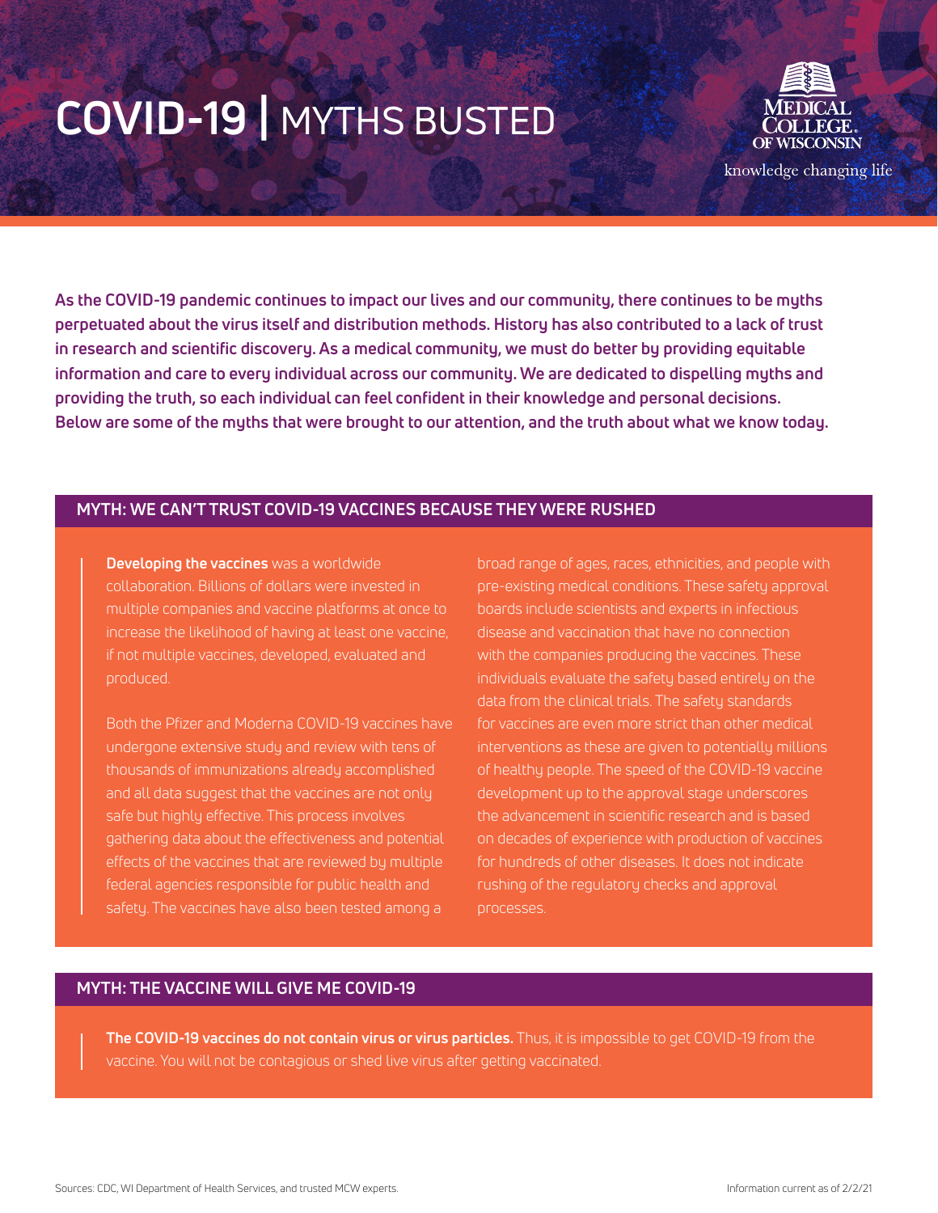# COVID-19 | MYTHS BUSTED

MEDICAL COLLEGE OF WISCONSIN
knowledge changing life

**As the COVID-19 pandemic continues to impact our lives and our community, there continues to be myths perpetuated about the virus itself and distribution methods. History has also contributed to a lack of trust in research and scientific discovery. As a medical community, we must do better by providing equitable information and care to every individual across our community. We are dedicated to dispelling myths and providing the truth, so each individual can feel confident in their knowledge and personal decisions. Below are some of the myths that were brought to our attention, and the truth about what we know today.**

## MYTH: WE CAN'T TRUST COVID-19 VACCINES BECAUSE THEY WERE RUSHED

**Developing the vaccines** was a worldwide collaboration. Billions of dollars were invested in multiple companies and vaccine platforms at once to increase the likelihood of having at least one vaccine, if not multiple vaccines, developed, evaluated and produced.

Both the Pfizer and Moderna COVID-19 vaccines have undergone extensive study and review with tens of thousands of immunizations already accomplished and all data suggest that the vaccines are not only safe but highly effective. This process involves gathering data about the effectiveness and potential effects of the vaccines that are reviewed by multiple federal agencies responsible for public health and safety. The vaccines have also been tested among a broad range of ages, races, ethnicities, and people with pre-existing medical conditions. These safety approval boards include scientists and experts in infectious disease and vaccination that have no connection with the companies producing the vaccines. These individuals evaluate the safety based entirely on the data from the clinical trials. The safety standards for vaccines are even more strict than other medical interventions as these are given to potentially millions of healthy people. The speed of the COVID-19 vaccine development up to the approval stage underscores the advancement in scientific research and is based on decades of experience with production of vaccines for hundreds of other diseases. It does not indicate rushing of the regulatory checks and approval processes.

## MYTH: THE VACCINE WILL GIVE ME COVID-19

**The COVID-19 vaccines do not contain virus or virus particles.** Thus, it is impossible to get COVID-19 from the vaccine. You will not be contagious or shed live virus after getting vaccinated.

Sources: CDC, WI Department of Health Services, and trusted MCW experts.

Information current as of 2/2/21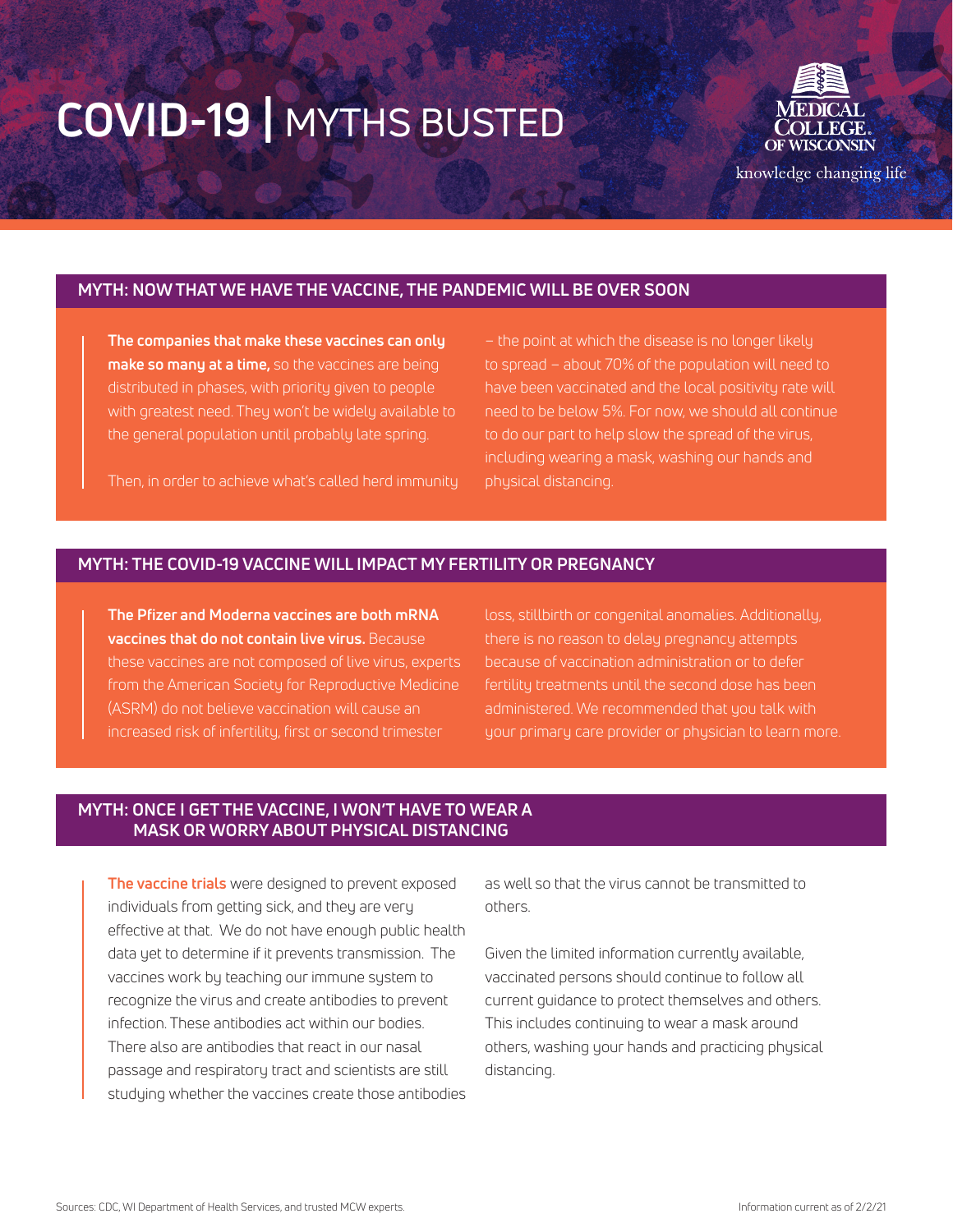# COVID-19 | MYTHS BUSTED

MEDICAL COLLEGE OF WISCONSIN

knowledge changing life

## MYTH: NOW THAT WE HAVE THE VACCINE, THE PANDEMIC WILL BE OVER SOON

**The companies that make these vaccines can only make so many at a time,** so the vaccines are being distributed in phases, with priority given to people with greatest need. They won't be widely available to the general population until probably late spring.

Then, in order to achieve what's called herd immunity – the point at which the disease is no longer likely to spread – about 70% of the population will need to have been vaccinated and the local positivity rate will need to be below 5%. For now, we should all continue to do our part to help slow the spread of the virus, including wearing a mask, washing our hands and physical distancing.

## MYTH: THE COVID-19 VACCINE WILL IMPACT MY FERTILITY OR PREGNANCY

**The Pfizer and Moderna vaccines are both mRNA vaccines that do not contain live virus.** Because these vaccines are not composed of live virus, experts from the American Society for Reproductive Medicine (ASRM) do not believe vaccination will cause an increased risk of infertility, first or second trimester loss, stillbirth or congenital anomalies. Additionally, there is no reason to delay pregnancy attempts because of vaccination administration or to defer fertility treatments until the second dose has been administered. We recommended that you talk with your primary care provider or physician to learn more.

## MYTH: ONCE I GET THE VACCINE, I WON'T HAVE TO WEAR A MASK OR WORRY ABOUT PHYSICAL DISTANCING

**The vaccine trials** were designed to prevent exposed individuals from getting sick, and they are very effective at that. We do not have enough public health data yet to determine if it prevents transmission. The vaccines work by teaching our immune system to recognize the virus and create antibodies to prevent infection. These antibodies act within our bodies. There also are antibodies that react in our nasal passage and respiratory tract and scientists are still studying whether the vaccines create those antibodies as well so that the virus cannot be transmitted to others.

Given the limited information currently available, vaccinated persons should continue to follow all current guidance to protect themselves and others. This includes continuing to wear a mask around others, washing your hands and practicing physical distancing.

Sources: CDC, WI Department of Health Services, and trusted MCW experts.

Information current as of 2/2/21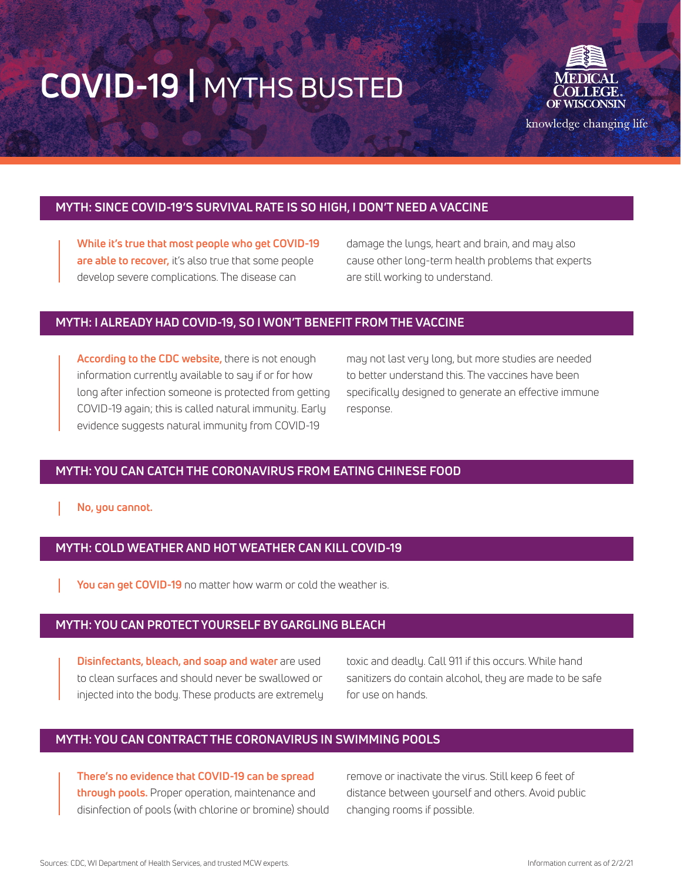# COVID-19 | MYTHS BUSTED

MEDICAL COLLEGE OF WISCONSIN

knowledge changing life

## MYTH: SINCE COVID-19'S SURVIVAL RATE IS SO HIGH, I DON'T NEED A VACCINE

**While it's true that most people who get COVID-19 are able to recover,** it's also true that some people develop severe complications. The disease can damage the lungs, heart and brain, and may also cause other long-term health problems that experts are still working to understand.

## MYTH: I ALREADY HAD COVID-19, SO I WON'T BENEFIT FROM THE VACCINE

**According to the CDC website,** there is not enough information currently available to say if or for how long after infection someone is protected from getting COVID-19 again; this is called natural immunity. Early evidence suggests natural immunity from COVID-19 may not last very long, but more studies are needed to better understand this. The vaccines have been specifically designed to generate an effective immune response.

## MYTH: YOU CAN CATCH THE CORONAVIRUS FROM EATING CHINESE FOOD

**No, you cannot.**

## MYTH: COLD WEATHER AND HOT WEATHER CAN KILL COVID-19

**You can get COVID-19** no matter how warm or cold the weather is.

## MYTH: YOU CAN PROTECT YOURSELF BY GARGLING BLEACH

**Disinfectants, bleach, and soap and water** are used to clean surfaces and should never be swallowed or injected into the body. These products are extremely toxic and deadly. Call 911 if this occurs. While hand sanitizers do contain alcohol, they are made to be safe for use on hands.

## MYTH: YOU CAN CONTRACT THE CORONAVIRUS IN SWIMMING POOLS

**There's no evidence that COVID-19 can be spread through pools.** Proper operation, maintenance and disinfection of pools (with chlorine or bromine) should remove or inactivate the virus. Still keep 6 feet of distance between yourself and others. Avoid public changing rooms if possible.

Sources: CDC, WI Department of Health Services, and trusted MCW experts.

Information current as of 2/2/21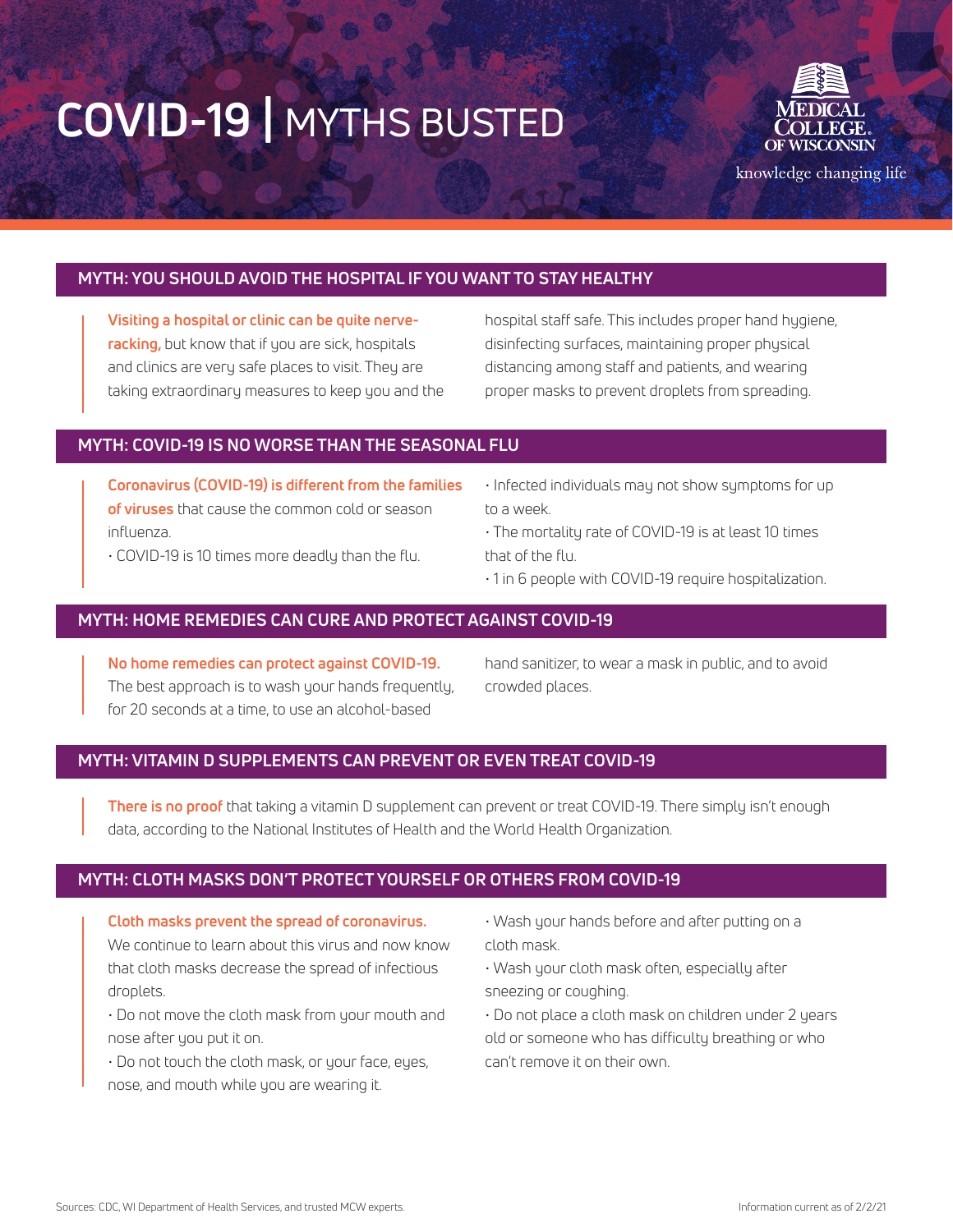# COVID-19 | MYTHS BUSTED

MEDICAL COLLEGE OF WISCONSIN

knowledge changing life

## MYTH: YOU SHOULD AVOID THE HOSPITAL IF YOU WANT TO STAY HEALTHY

**Visiting a hospital or clinic can be quite nerve-racking,** but know that if you are sick, hospitals and clinics are very safe places to visit. They are taking extraordinary measures to keep you and the hospital staff safe. This includes proper hand hygiene, disinfecting surfaces, maintaining proper physical distancing among staff and patients, and wearing proper masks to prevent droplets from spreading.

## MYTH: COVID-19 IS NO WORSE THAN THE SEASONAL FLU

**Coronavirus (COVID-19) is different from the families of viruses** that cause the common cold or season influenza.

- COVID-19 is 10 times more deadly than the flu.
- Infected individuals may not show symptoms for up to a week.
- The mortality rate of COVID-19 is at least 10 times that of the flu.
- 1 in 6 people with COVID-19 require hospitalization.

## MYTH: HOME REMEDIES CAN CURE AND PROTECT AGAINST COVID-19

**No home remedies can protect against COVID-19.** The best approach is to wash your hands frequently, for 20 seconds at a time, to use an alcohol-based hand sanitizer, to wear a mask in public, and to avoid crowded places.

## MYTH: VITAMIN D SUPPLEMENTS CAN PREVENT OR EVEN TREAT COVID-19

**There is no proof** that taking a vitamin D supplement can prevent or treat COVID-19. There simply isn't enough data, according to the National Institutes of Health and the World Health Organization.

## MYTH: CLOTH MASKS DON'T PROTECT YOURSELF OR OTHERS FROM COVID-19

**Cloth masks prevent the spread of coronavirus.** We continue to learn about this virus and now know that cloth masks decrease the spread of infectious droplets.

- Do not move the cloth mask from your mouth and nose after you put it on.
- Do not touch the cloth mask, or your face, eyes, nose, and mouth while you are wearing it.
- Wash your hands before and after putting on a cloth mask.
- Wash your cloth mask often, especially after sneezing or coughing.
- Do not place a cloth mask on children under 2 years old or someone who has difficulty breathing or who can't remove it on their own.

Sources: CDC, WI Department of Health Services, and trusted MCW experts.

Information current as of 2/2/21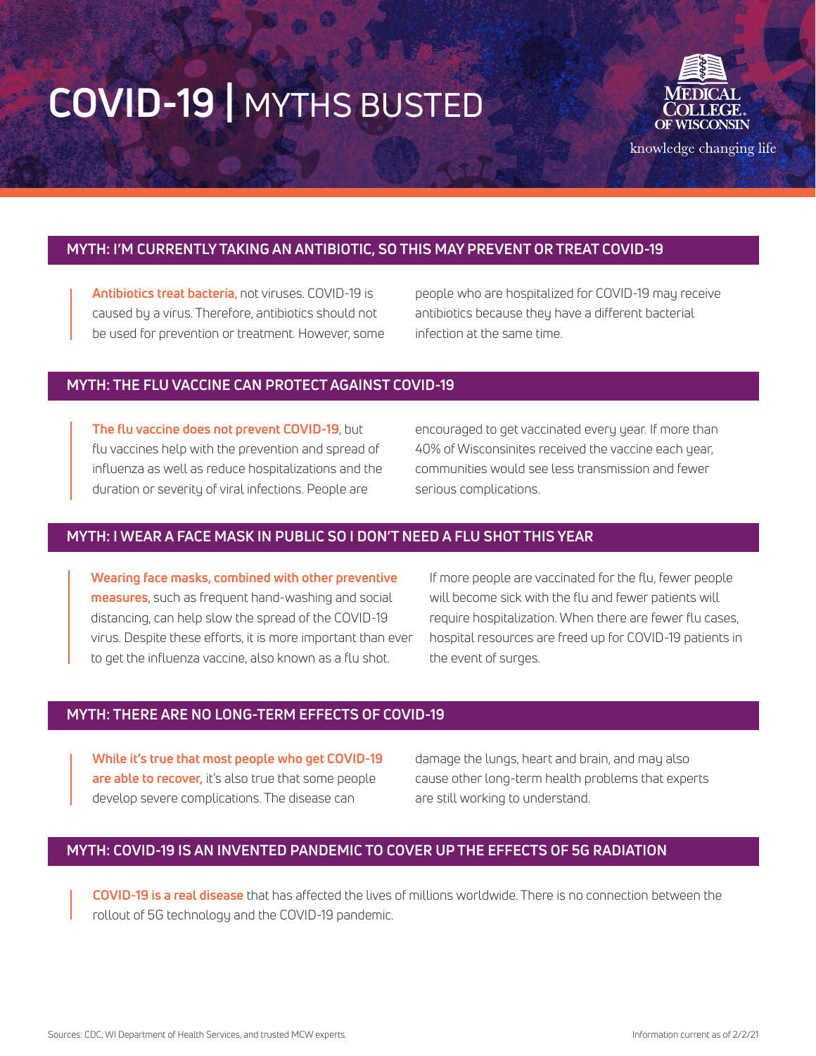# COVID-19 | MYTHS BUSTED

MEDICAL COLLEGE OF WISCONSIN
knowledge changing life

## MYTH: I'M CURRENTLY TAKING AN ANTIBIOTIC, SO THIS MAY PREVENT OR TREAT COVID-19

**Antibiotics treat bacteria**, not viruses. COVID-19 is caused by a virus. Therefore, antibiotics should not be used for prevention or treatment. However, some people who are hospitalized for COVID-19 may receive antibiotics because they have a different bacterial infection at the same time.

## MYTH: THE FLU VACCINE CAN PROTECT AGAINST COVID-19

**The flu vaccine does not prevent COVID-19**, but flu vaccines help with the prevention and spread of influenza as well as reduce hospitalizations and the duration or severity of viral infections. People are encouraged to get vaccinated every year. If more than 40% of Wisconsinites received the vaccine each year, communities would see less transmission and fewer serious complications.

## MYTH: I WEAR A FACE MASK IN PUBLIC SO I DON'T NEED A FLU SHOT THIS YEAR

**Wearing face masks, combined with other preventive measures**, such as frequent hand-washing and social distancing, can help slow the spread of the COVID-19 virus. Despite these efforts, it is more important than ever to get the influenza vaccine, also known as a flu shot. If more people are vaccinated for the flu, fewer people will become sick with the flu and fewer patients will require hospitalization. When there are fewer flu cases, hospital resources are freed up for COVID-19 patients in the event of surges.

## MYTH: THERE ARE NO LONG-TERM EFFECTS OF COVID-19

**While it's true that most people who get COVID-19 are able to recover,** it's also true that some people develop severe complications. The disease can damage the lungs, heart and brain, and may also cause other long-term health problems that experts are still working to understand.

## MYTH: COVID-19 IS AN INVENTED PANDEMIC TO COVER UP THE EFFECTS OF 5G RADIATION

**COVID-19 is a real disease** that has affected the lives of millions worldwide. There is no connection between the rollout of 5G technology and the COVID-19 pandemic.

Sources: CDC, WI Department of Health Services, and trusted MCW experts.

Information current as of 2/2/21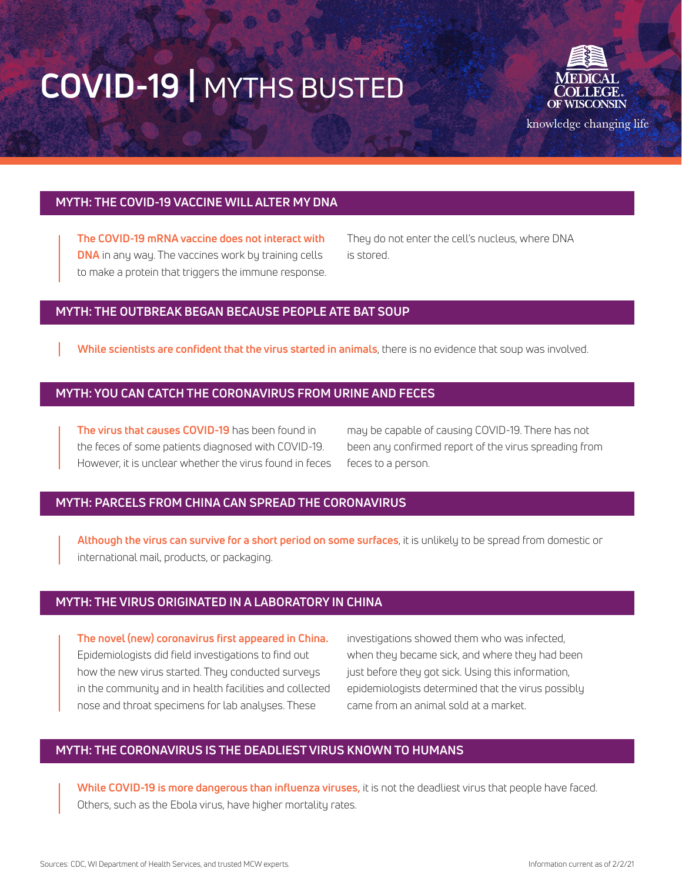# COVID-19 | MYTHS BUSTED

MEDICAL COLLEGE OF WISCONSIN

knowledge changing life

## MYTH: THE COVID-19 VACCINE WILL ALTER MY DNA

**The COVID-19 mRNA vaccine does not interact with DNA** in any way. The vaccines work by training cells to make a protein that triggers the immune response. They do not enter the cell's nucleus, where DNA is stored.

## MYTH: THE OUTBREAK BEGAN BECAUSE PEOPLE ATE BAT SOUP

**While scientists are confident that the virus started in animals**, there is no evidence that soup was involved.

## MYTH: YOU CAN CATCH THE CORONAVIRUS FROM URINE AND FECES

**The virus that causes COVID-19** has been found in the feces of some patients diagnosed with COVID-19. However, it is unclear whether the virus found in feces may be capable of causing COVID-19. There has not been any confirmed report of the virus spreading from feces to a person.

## MYTH: PARCELS FROM CHINA CAN SPREAD THE CORONAVIRUS

**Although the virus can survive for a short period on some surfaces**, it is unlikely to be spread from domestic or international mail, products, or packaging.

## MYTH: THE VIRUS ORIGINATED IN A LABORATORY IN CHINA

**The novel (new) coronavirus first appeared in China.** Epidemiologists did field investigations to find out how the new virus started. They conducted surveys in the community and in health facilities and collected nose and throat specimens for lab analyses. These investigations showed them who was infected, when they became sick, and where they had been just before they got sick. Using this information, epidemiologists determined that the virus possibly came from an animal sold at a market.

## MYTH: THE CORONAVIRUS IS THE DEADLIEST VIRUS KNOWN TO HUMANS

**While COVID-19 is more dangerous than influenza viruses,** it is not the deadliest virus that people have faced. Others, such as the Ebola virus, have higher mortality rates.

Sources: CDC, WI Department of Health Services, and trusted MCW experts.

Information current as of 2/2/21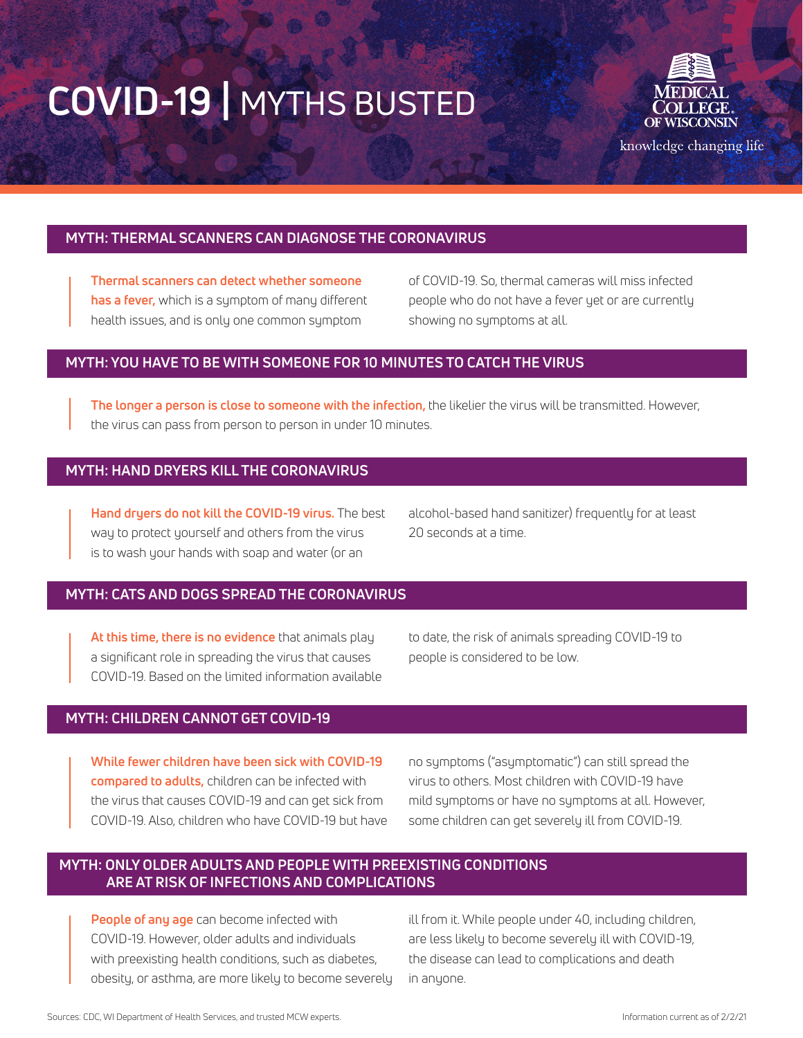# COVID-19 | MYTHS BUSTED

MEDICAL COLLEGE OF WISCONSIN

knowledge changing life

## MYTH: THERMAL SCANNERS CAN DIAGNOSE THE CORONAVIRUS

**Thermal scanners can detect whether someone has a fever,** which is a symptom of many different health issues, and is only one common symptom of COVID-19. So, thermal cameras will miss infected people who do not have a fever yet or are currently showing no symptoms at all.

## MYTH: YOU HAVE TO BE WITH SOMEONE FOR 10 MINUTES TO CATCH THE VIRUS

**The longer a person is close to someone with the infection,** the likelier the virus will be transmitted. However, the virus can pass from person to person in under 10 minutes.

## MYTH: HAND DRYERS KILL THE CORONAVIRUS

**Hand dryers do not kill the COVID-19 virus.** The best way to protect yourself and others from the virus is to wash your hands with soap and water (or an alcohol-based hand sanitizer) frequently for at least 20 seconds at a time.

## MYTH: CATS AND DOGS SPREAD THE CORONAVIRUS

**At this time, there is no evidence** that animals play a significant role in spreading the virus that causes COVID-19. Based on the limited information available to date, the risk of animals spreading COVID-19 to people is considered to be low.

## MYTH: CHILDREN CANNOT GET COVID-19

**While fewer children have been sick with COVID-19 compared to adults,** children can be infected with the virus that causes COVID-19 and can get sick from COVID-19. Also, children who have COVID-19 but have no symptoms ("asymptomatic") can still spread the virus to others. Most children with COVID-19 have mild symptoms or have no symptoms at all. However, some children can get severely ill from COVID-19.

## MYTH: ONLY OLDER ADULTS AND PEOPLE WITH PREEXISTING CONDITIONS ARE AT RISK OF INFECTIONS AND COMPLICATIONS

**People of any age** can become infected with COVID-19. However, older adults and individuals with preexisting health conditions, such as diabetes, obesity, or asthma, are more likely to become severely ill from it. While people under 40, including children, are less likely to become severely ill with COVID-19, the disease can lead to complications and death in anyone.

Sources: CDC, WI Department of Health Services, and trusted MCW experts.

Information current as of 2/2/21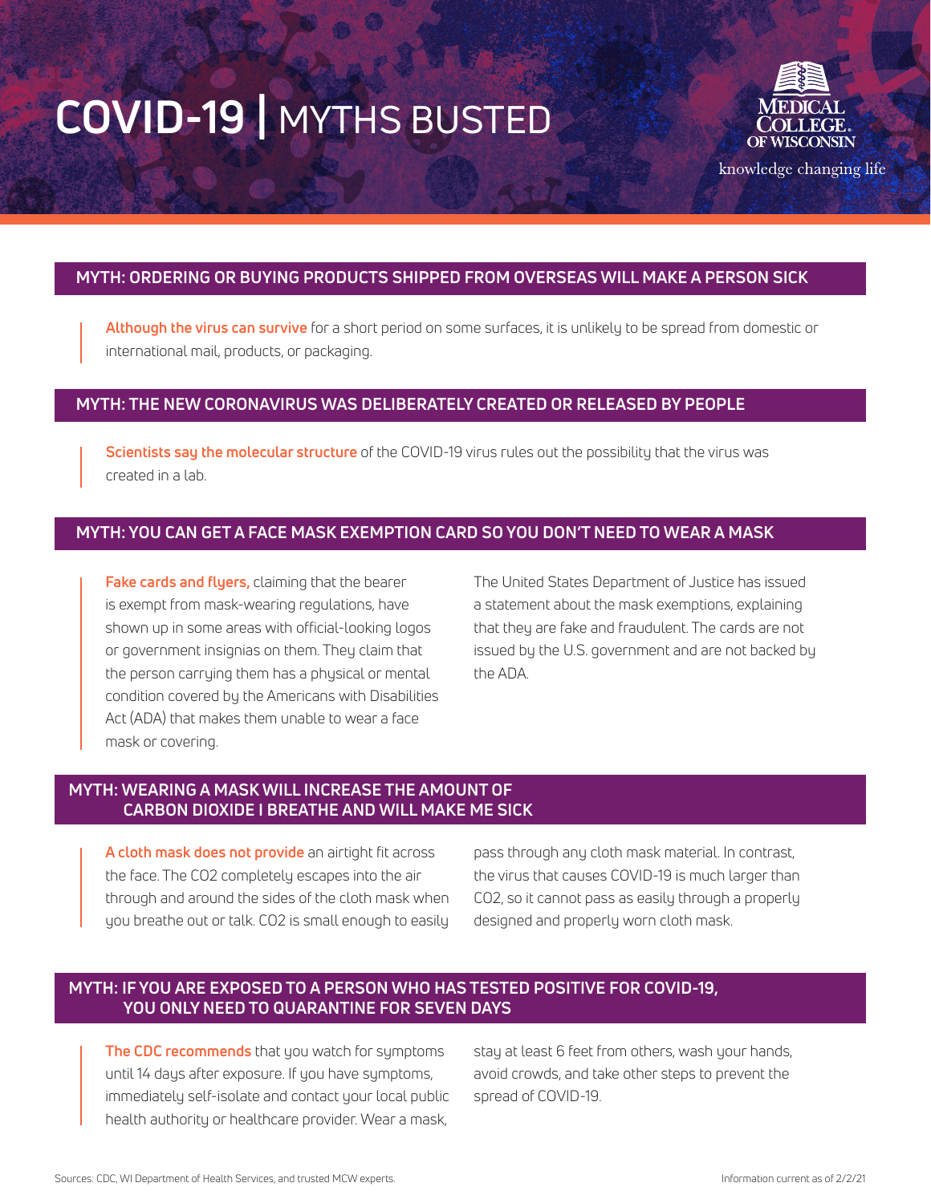# COVID-19 | MYTHS BUSTED

MEDICAL COLLEGE OF WISCONSIN

knowledge changing life

## MYTH: ORDERING OR BUYING PRODUCTS SHIPPED FROM OVERSEAS WILL MAKE A PERSON SICK

**Although the virus can survive** for a short period on some surfaces, it is unlikely to be spread from domestic or international mail, products, or packaging.

## MYTH: THE NEW CORONAVIRUS WAS DELIBERATELY CREATED OR RELEASED BY PEOPLE

**Scientists say the molecular structure** of the COVID-19 virus rules out the possibility that the virus was created in a lab.

## MYTH: YOU CAN GET A FACE MASK EXEMPTION CARD SO YOU DON'T NEED TO WEAR A MASK

**Fake cards and flyers,** claiming that the bearer is exempt from mask-wearing regulations, have shown up in some areas with official-looking logos or government insignias on them. They claim that the person carrying them has a physical or mental condition covered by the Americans with Disabilities Act (ADA) that makes them unable to wear a face mask or covering.

The United States Department of Justice has issued a statement about the mask exemptions, explaining that they are fake and fraudulent. The cards are not issued by the U.S. government and are not backed by the ADA.

## MYTH: WEARING A MASK WILL INCREASE THE AMOUNT OF CARBON DIOXIDE I BREATHE AND WILL MAKE ME SICK

**A cloth mask does not provide** an airtight fit across the face. The CO2 completely escapes into the air through and around the sides of the cloth mask when you breathe out or talk. CO2 is small enough to easily pass through any cloth mask material. In contrast, the virus that causes COVID-19 is much larger than CO2, so it cannot pass as easily through a properly designed and properly worn cloth mask.

## MYTH: IF YOU ARE EXPOSED TO A PERSON WHO HAS TESTED POSITIVE FOR COVID-19, YOU ONLY NEED TO QUARANTINE FOR SEVEN DAYS

**The CDC recommends** that you watch for symptoms until 14 days after exposure. If you have symptoms, immediately self-isolate and contact your local public health authority or healthcare provider. Wear a mask, stay at least 6 feet from others, wash your hands, avoid crowds, and take other steps to prevent the spread of COVID-19.

Sources: CDC, WI Department of Health Services, and trusted MCW experts.

Information current as of 2/2/21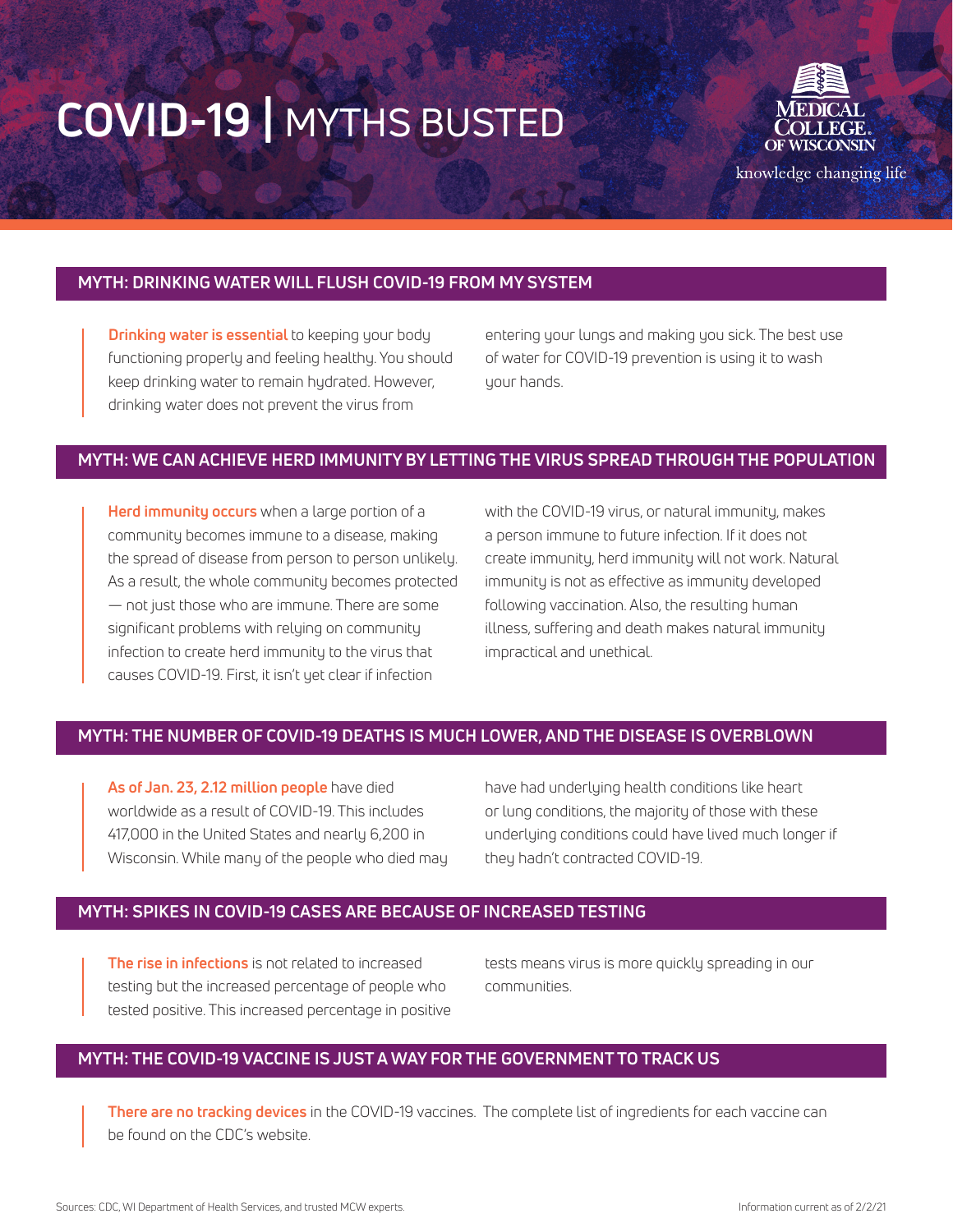# COVID-19 | MYTHS BUSTED

MEDICAL COLLEGE OF WISCONSIN

knowledge changing life

## MYTH: DRINKING WATER WILL FLUSH COVID-19 FROM MY SYSTEM

**Drinking water is essential** to keeping your body functioning properly and feeling healthy. You should keep drinking water to remain hydrated. However, drinking water does not prevent the virus from entering your lungs and making you sick. The best use of water for COVID-19 prevention is using it to wash your hands.

## MYTH: WE CAN ACHIEVE HERD IMMUNITY BY LETTING THE VIRUS SPREAD THROUGH THE POPULATION

**Herd immunity occurs** when a large portion of a community becomes immune to a disease, making the spread of disease from person to person unlikely. As a result, the whole community becomes protected — not just those who are immune. There are some significant problems with relying on community infection to create herd immunity to the virus that causes COVID-19. First, it isn't yet clear if infection with the COVID-19 virus, or natural immunity, makes a person immune to future infection. If it does not create immunity, herd immunity will not work. Natural immunity is not as effective as immunity developed following vaccination. Also, the resulting human illness, suffering and death makes natural immunity impractical and unethical.

## MYTH: THE NUMBER OF COVID-19 DEATHS IS MUCH LOWER, AND THE DISEASE IS OVERBLOWN

**As of Jan. 23, 2.12 million people** have died worldwide as a result of COVID-19. This includes 417,000 in the United States and nearly 6,200 in Wisconsin. While many of the people who died may have had underlying health conditions like heart or lung conditions, the majority of those with these underlying conditions could have lived much longer if they hadn't contracted COVID-19.

## MYTH: SPIKES IN COVID-19 CASES ARE BECAUSE OF INCREASED TESTING

**The rise in infections** is not related to increased testing but the increased percentage of people who tested positive. This increased percentage in positive tests means virus is more quickly spreading in our communities.

## MYTH: THE COVID-19 VACCINE IS JUST A WAY FOR THE GOVERNMENT TO TRACK US

**There are no tracking devices** in the COVID-19 vaccines. The complete list of ingredients for each vaccine can be found on the CDC's website.

Sources: CDC, WI Department of Health Services, and trusted MCW experts.

Information current as of 2/2/21